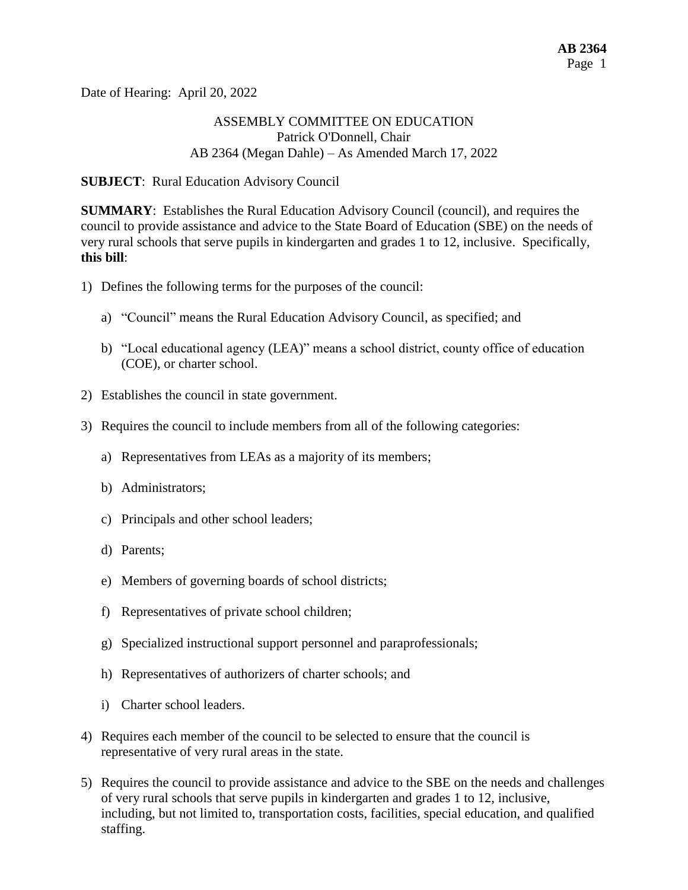Date of Hearing: April 20, 2022

ASSEMBLY COMMITTEE ON EDUCATION
Patrick O'Donnell, Chair
AB 2364 (Megan Dahle) – As Amended March 17, 2022

**SUBJECT**: Rural Education Advisory Council

**SUMMARY**: Establishes the Rural Education Advisory Council (council), and requires the council to provide assistance and advice to the State Board of Education (SBE) on the needs of very rural schools that serve pupils in kindergarten and grades 1 to 12, inclusive. Specifically, **this bill**:

1) Defines the following terms for the purposes of the council:

   a) "Council" means the Rural Education Advisory Council, as specified; and

   b) "Local educational agency (LEA)" means a school district, county office of education (COE), or charter school.

2) Establishes the council in state government.

3) Requires the council to include members from all of the following categories:

   a) Representatives from LEAs as a majority of its members;

   b) Administrators;

   c) Principals and other school leaders;

   d) Parents;

   e) Members of governing boards of school districts;

   f) Representatives of private school children;

   g) Specialized instructional support personnel and paraprofessionals;

   h) Representatives of authorizers of charter schools; and

   i) Charter school leaders.

4) Requires each member of the council to be selected to ensure that the council is representative of very rural areas in the state.

5) Requires the council to provide assistance and advice to the SBE on the needs and challenges of very rural schools that serve pupils in kindergarten and grades 1 to 12, inclusive, including, but not limited to, transportation costs, facilities, special education, and qualified staffing.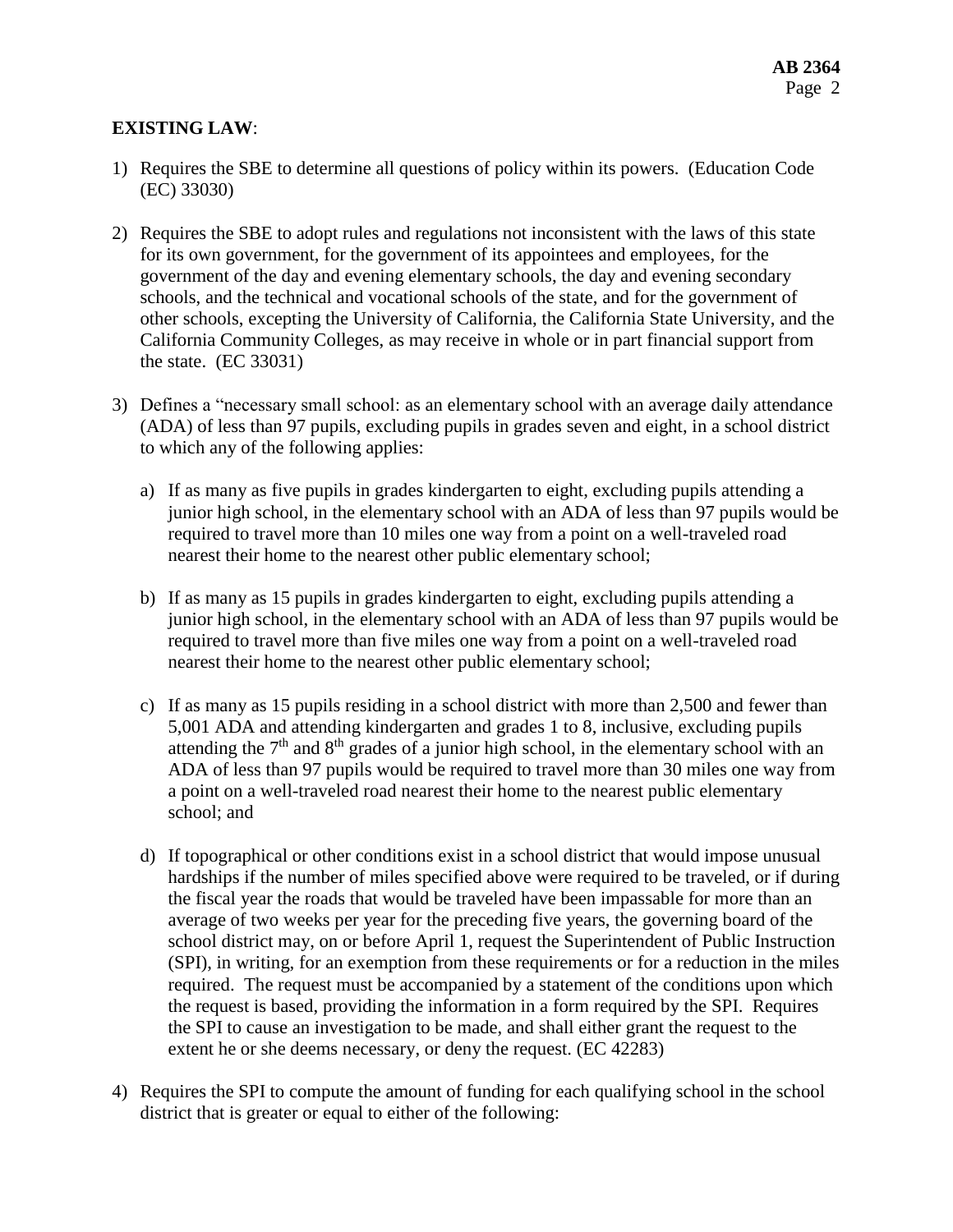**EXISTING LAW**:

1) Requires the SBE to determine all questions of policy within its powers. (Education Code (EC) 33030)

2) Requires the SBE to adopt rules and regulations not inconsistent with the laws of this state for its own government, for the government of its appointees and employees, for the government of the day and evening elementary schools, the day and evening secondary schools, and the technical and vocational schools of the state, and for the government of other schools, excepting the University of California, the California State University, and the California Community Colleges, as may receive in whole or in part financial support from the state. (EC 33031)

3) Defines a "necessary small school: as an elementary school with an average daily attendance (ADA) of less than 97 pupils, excluding pupils in grades seven and eight, in a school district to which any of the following applies:

   a) If as many as five pupils in grades kindergarten to eight, excluding pupils attending a junior high school, in the elementary school with an ADA of less than 97 pupils would be required to travel more than 10 miles one way from a point on a well-traveled road nearest their home to the nearest other public elementary school;

   b) If as many as 15 pupils in grades kindergarten to eight, excluding pupils attending a junior high school, in the elementary school with an ADA of less than 97 pupils would be required to travel more than five miles one way from a point on a well-traveled road nearest their home to the nearest other public elementary school;

   c) If as many as 15 pupils residing in a school district with more than 2,500 and fewer than 5,001 ADA and attending kindergarten and grades 1 to 8, inclusive, excluding pupils attending the 7th and 8th grades of a junior high school, in the elementary school with an ADA of less than 97 pupils would be required to travel more than 30 miles one way from a point on a well-traveled road nearest their home to the nearest public elementary school; and

   d) If topographical or other conditions exist in a school district that would impose unusual hardships if the number of miles specified above were required to be traveled, or if during the fiscal year the roads that would be traveled have been impassable for more than an average of two weeks per year for the preceding five years, the governing board of the school district may, on or before April 1, request the Superintendent of Public Instruction (SPI), in writing, for an exemption from these requirements or for a reduction in the miles required. The request must be accompanied by a statement of the conditions upon which the request is based, providing the information in a form required by the SPI. Requires the SPI to cause an investigation to be made, and shall either grant the request to the extent he or she deems necessary, or deny the request. (EC 42283)

4) Requires the SPI to compute the amount of funding for each qualifying school in the school district that is greater or equal to either of the following: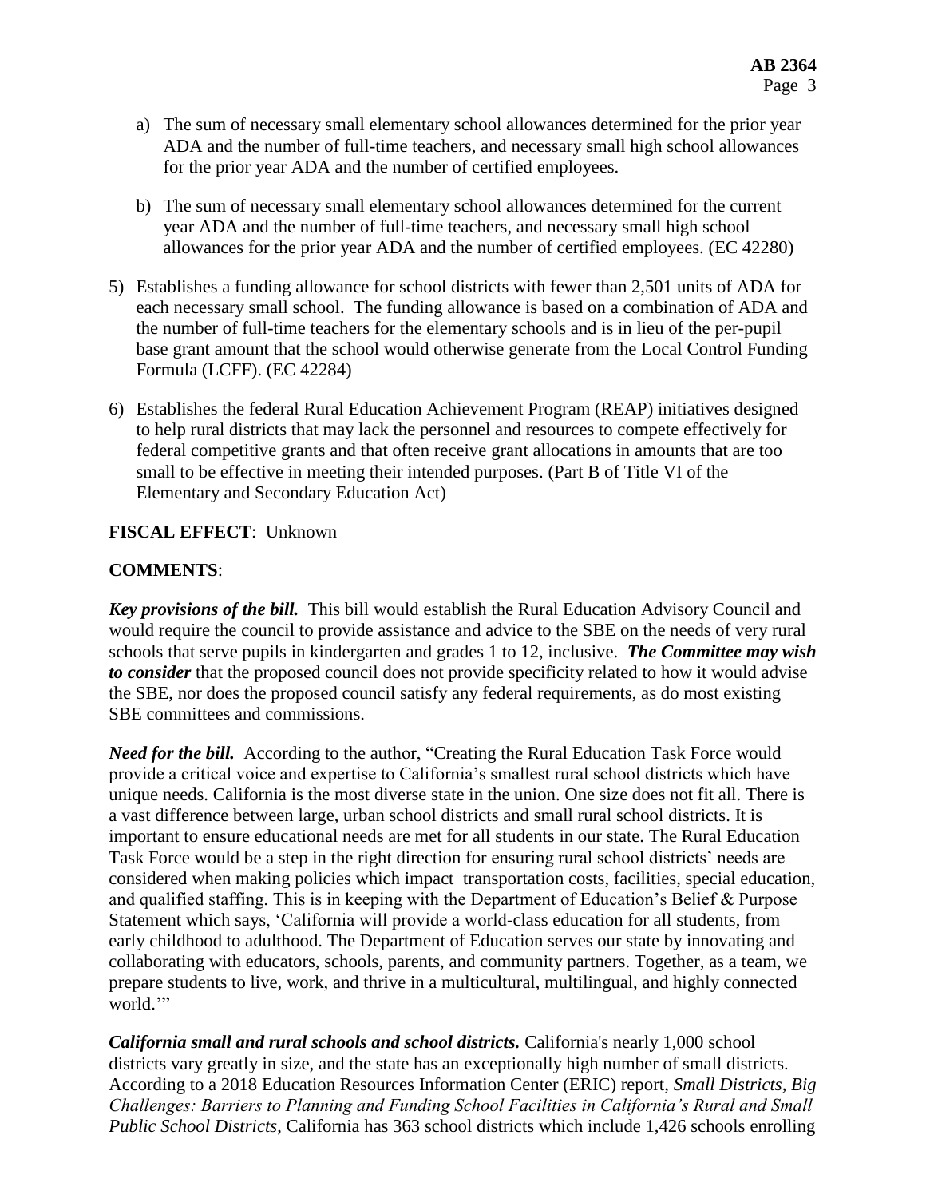a) The sum of necessary small elementary school allowances determined for the prior year ADA and the number of full-time teachers, and necessary small high school allowances for the prior year ADA and the number of certified employees.

b) The sum of necessary small elementary school allowances determined for the current year ADA and the number of full-time teachers, and necessary small high school allowances for the prior year ADA and the number of certified employees. (EC 42280)

5) Establishes a funding allowance for school districts with fewer than 2,501 units of ADA for each necessary small school. The funding allowance is based on a combination of ADA and the number of full-time teachers for the elementary schools and is in lieu of the per-pupil base grant amount that the school would otherwise generate from the Local Control Funding Formula (LCFF). (EC 42284)

6) Establishes the federal Rural Education Achievement Program (REAP) initiatives designed to help rural districts that may lack the personnel and resources to compete effectively for federal competitive grants and that often receive grant allocations in amounts that are too small to be effective in meeting their intended purposes. (Part B of Title VI of the Elementary and Secondary Education Act)

**FISCAL EFFECT**: Unknown

**COMMENTS**:

***Key provisions of the bill.*** This bill would establish the Rural Education Advisory Council and would require the council to provide assistance and advice to the SBE on the needs of very rural schools that serve pupils in kindergarten and grades 1 to 12, inclusive. ***The Committee may wish to consider*** that the proposed council does not provide specificity related to how it would advise the SBE, nor does the proposed council satisfy any federal requirements, as do most existing SBE committees and commissions.

***Need for the bill.*** According to the author, "Creating the Rural Education Task Force would provide a critical voice and expertise to California's smallest rural school districts which have unique needs. California is the most diverse state in the union. One size does not fit all. There is a vast difference between large, urban school districts and small rural school districts. It is important to ensure educational needs are met for all students in our state. The Rural Education Task Force would be a step in the right direction for ensuring rural school districts' needs are considered when making policies which impact transportation costs, facilities, special education, and qualified staffing. This is in keeping with the Department of Education's Belief & Purpose Statement which says, 'California will provide a world-class education for all students, from early childhood to adulthood. The Department of Education serves our state by innovating and collaborating with educators, schools, parents, and community partners. Together, as a team, we prepare students to live, work, and thrive in a multicultural, multilingual, and highly connected world.'"

***California small and rural schools and school districts.*** California's nearly 1,000 school districts vary greatly in size, and the state has an exceptionally high number of small districts. According to a 2018 Education Resources Information Center (ERIC) report, *Small Districts, Big Challenges: Barriers to Planning and Funding School Facilities in California's Rural and Small Public School Districts*, California has 363 school districts which include 1,426 schools enrolling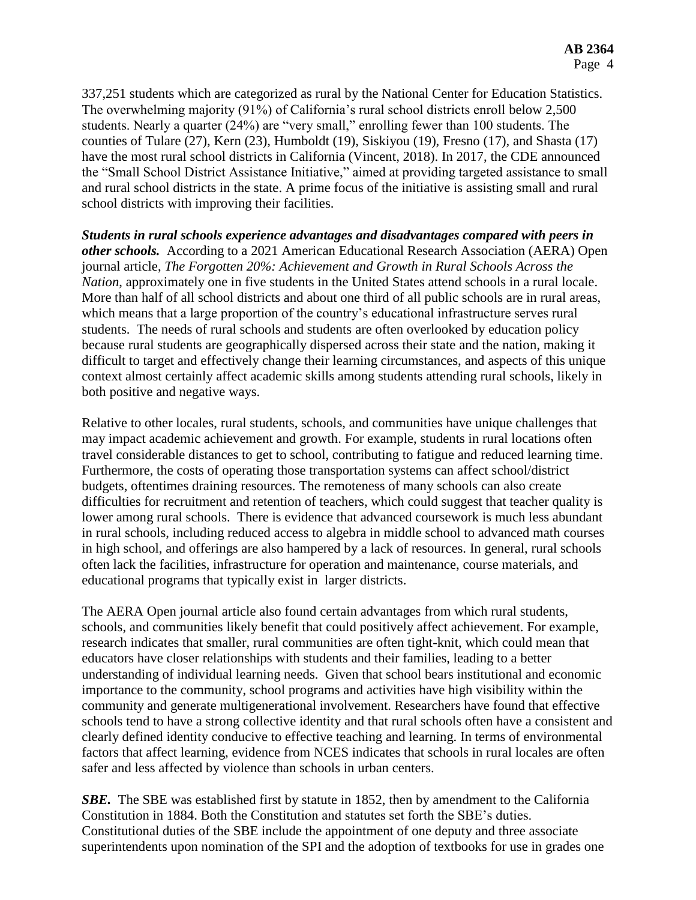337,251 students which are categorized as rural by the National Center for Education Statistics. The overwhelming majority (91%) of California's rural school districts enroll below 2,500 students. Nearly a quarter (24%) are "very small," enrolling fewer than 100 students. The counties of Tulare (27), Kern (23), Humboldt (19), Siskiyou (19), Fresno (17), and Shasta (17) have the most rural school districts in California (Vincent, 2018). In 2017, the CDE announced the "Small School District Assistance Initiative," aimed at providing targeted assistance to small and rural school districts in the state. A prime focus of the initiative is assisting small and rural school districts with improving their facilities.

***Students in rural schools experience advantages and disadvantages compared with peers in other schools.*** According to a 2021 American Educational Research Association (AERA) Open journal article, *The Forgotten 20%: Achievement and Growth in Rural Schools Across the Nation*, approximately one in five students in the United States attend schools in a rural locale. More than half of all school districts and about one third of all public schools are in rural areas, which means that a large proportion of the country's educational infrastructure serves rural students. The needs of rural schools and students are often overlooked by education policy because rural students are geographically dispersed across their state and the nation, making it difficult to target and effectively change their learning circumstances, and aspects of this unique context almost certainly affect academic skills among students attending rural schools, likely in both positive and negative ways.

Relative to other locales, rural students, schools, and communities have unique challenges that may impact academic achievement and growth. For example, students in rural locations often travel considerable distances to get to school, contributing to fatigue and reduced learning time. Furthermore, the costs of operating those transportation systems can affect school/district budgets, oftentimes draining resources. The remoteness of many schools can also create difficulties for recruitment and retention of teachers, which could suggest that teacher quality is lower among rural schools. There is evidence that advanced coursework is much less abundant in rural schools, including reduced access to algebra in middle school to advanced math courses in high school, and offerings are also hampered by a lack of resources. In general, rural schools often lack the facilities, infrastructure for operation and maintenance, course materials, and educational programs that typically exist in larger districts.

The AERA Open journal article also found certain advantages from which rural students, schools, and communities likely benefit that could positively affect achievement. For example, research indicates that smaller, rural communities are often tight-knit, which could mean that educators have closer relationships with students and their families, leading to a better understanding of individual learning needs. Given that school bears institutional and economic importance to the community, school programs and activities have high visibility within the community and generate multigenerational involvement. Researchers have found that effective schools tend to have a strong collective identity and that rural schools often have a consistent and clearly defined identity conducive to effective teaching and learning. In terms of environmental factors that affect learning, evidence from NCES indicates that schools in rural locales are often safer and less affected by violence than schools in urban centers.

***SBE.*** The SBE was established first by statute in 1852, then by amendment to the California Constitution in 1884. Both the Constitution and statutes set forth the SBE's duties. Constitutional duties of the SBE include the appointment of one deputy and three associate superintendents upon nomination of the SPI and the adoption of textbooks for use in grades one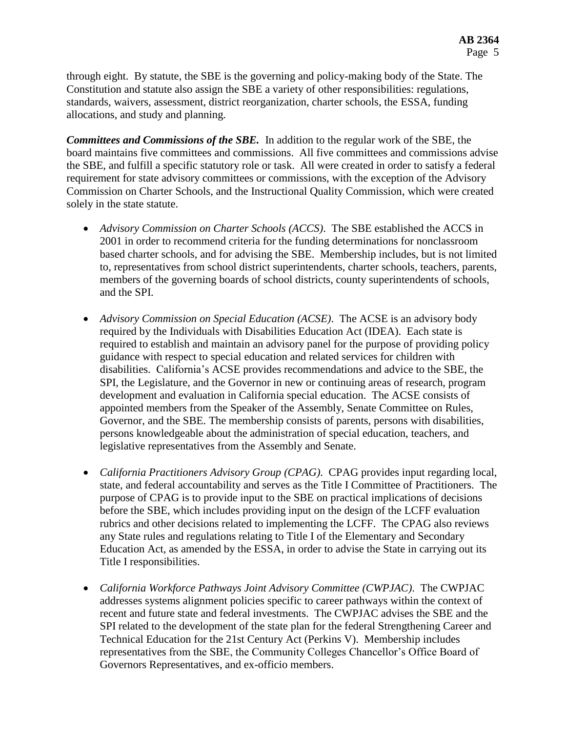through eight. By statute, the SBE is the governing and policy-making body of the State. The Constitution and statute also assign the SBE a variety of other responsibilities: regulations, standards, waivers, assessment, district reorganization, charter schools, the ESSA, funding allocations, and study and planning.

***Committees and Commissions of the SBE.*** In addition to the regular work of the SBE, the board maintains five committees and commissions. All five committees and commissions advise the SBE, and fulfill a specific statutory role or task. All were created in order to satisfy a federal requirement for state advisory committees or commissions, with the exception of the Advisory Commission on Charter Schools, and the Instructional Quality Commission, which were created solely in the state statute.

- *Advisory Commission on Charter Schools (ACCS)*. The SBE established the ACCS in 2001 in order to recommend criteria for the funding determinations for nonclassroom based charter schools, and for advising the SBE. Membership includes, but is not limited to, representatives from school district superintendents, charter schools, teachers, parents, members of the governing boards of school districts, county superintendents of schools, and the SPI.

- *Advisory Commission on Special Education (ACSE)*. The ACSE is an advisory body required by the Individuals with Disabilities Education Act (IDEA). Each state is required to establish and maintain an advisory panel for the purpose of providing policy guidance with respect to special education and related services for children with disabilities. California's ACSE provides recommendations and advice to the SBE, the SPI, the Legislature, and the Governor in new or continuing areas of research, program development and evaluation in California special education. The ACSE consists of appointed members from the Speaker of the Assembly, Senate Committee on Rules, Governor, and the SBE. The membership consists of parents, persons with disabilities, persons knowledgeable about the administration of special education, teachers, and legislative representatives from the Assembly and Senate.

- *California Practitioners Advisory Group (CPAG)*. CPAG provides input regarding local, state, and federal accountability and serves as the Title I Committee of Practitioners. The purpose of CPAG is to provide input to the SBE on practical implications of decisions before the SBE, which includes providing input on the design of the LCFF evaluation rubrics and other decisions related to implementing the LCFF. The CPAG also reviews any State rules and regulations relating to Title I of the Elementary and Secondary Education Act, as amended by the ESSA, in order to advise the State in carrying out its Title I responsibilities.

- *California Workforce Pathways Joint Advisory Committee (CWPJAC)*. The CWPJAC addresses systems alignment policies specific to career pathways within the context of recent and future state and federal investments. The CWPJAC advises the SBE and the SPI related to the development of the state plan for the federal Strengthening Career and Technical Education for the 21st Century Act (Perkins V). Membership includes representatives from the SBE, the Community Colleges Chancellor's Office Board of Governors Representatives, and ex-officio members.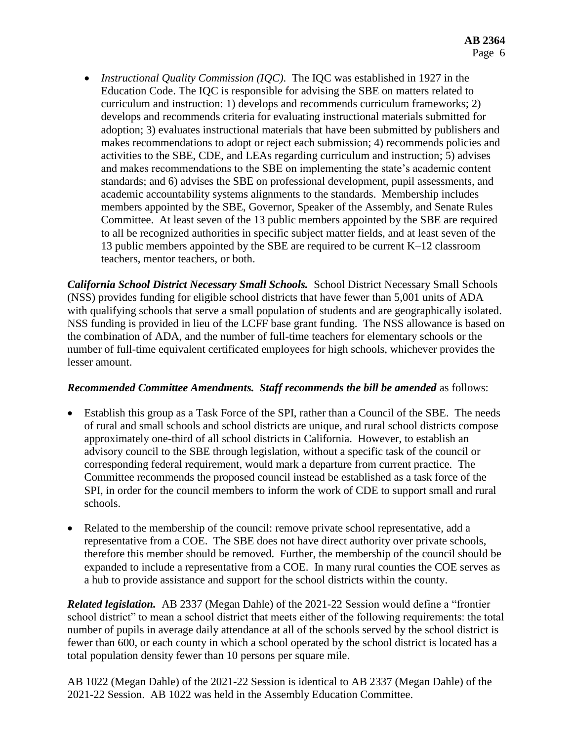- *Instructional Quality Commission (IQC).* The IQC was established in 1927 in the Education Code. The IQC is responsible for advising the SBE on matters related to curriculum and instruction: 1) develops and recommends curriculum frameworks; 2) develops and recommends criteria for evaluating instructional materials submitted for adoption; 3) evaluates instructional materials that have been submitted by publishers and makes recommendations to adopt or reject each submission; 4) recommends policies and activities to the SBE, CDE, and LEAs regarding curriculum and instruction; 5) advises and makes recommendations to the SBE on implementing the state's academic content standards; and 6) advises the SBE on professional development, pupil assessments, and academic accountability systems alignments to the standards. Membership includes members appointed by the SBE, Governor, Speaker of the Assembly, and Senate Rules Committee. At least seven of the 13 public members appointed by the SBE are required to all be recognized authorities in specific subject matter fields, and at least seven of the 13 public members appointed by the SBE are required to be current K–12 classroom teachers, mentor teachers, or both.

***California School District Necessary Small Schools.*** School District Necessary Small Schools (NSS) provides funding for eligible school districts that have fewer than 5,001 units of ADA with qualifying schools that serve a small population of students and are geographically isolated. NSS funding is provided in lieu of the LCFF base grant funding. The NSS allowance is based on the combination of ADA, and the number of full-time teachers for elementary schools or the number of full-time equivalent certificated employees for high schools, whichever provides the lesser amount.

***Recommended Committee Amendments. Staff recommends the bill be amended*** as follows:

- Establish this group as a Task Force of the SPI, rather than a Council of the SBE. The needs of rural and small schools and school districts are unique, and rural school districts compose approximately one-third of all school districts in California. However, to establish an advisory council to the SBE through legislation, without a specific task of the council or corresponding federal requirement, would mark a departure from current practice. The Committee recommends the proposed council instead be established as a task force of the SPI, in order for the council members to inform the work of CDE to support small and rural schools.
- Related to the membership of the council: remove private school representative, add a representative from a COE. The SBE does not have direct authority over private schools, therefore this member should be removed. Further, the membership of the council should be expanded to include a representative from a COE. In many rural counties the COE serves as a hub to provide assistance and support for the school districts within the county.

***Related legislation.*** AB 2337 (Megan Dahle) of the 2021-22 Session would define a "frontier school district" to mean a school district that meets either of the following requirements: the total number of pupils in average daily attendance at all of the schools served by the school district is fewer than 600, or each county in which a school operated by the school district is located has a total population density fewer than 10 persons per square mile.

AB 1022 (Megan Dahle) of the 2021-22 Session is identical to AB 2337 (Megan Dahle) of the 2021-22 Session. AB 1022 was held in the Assembly Education Committee.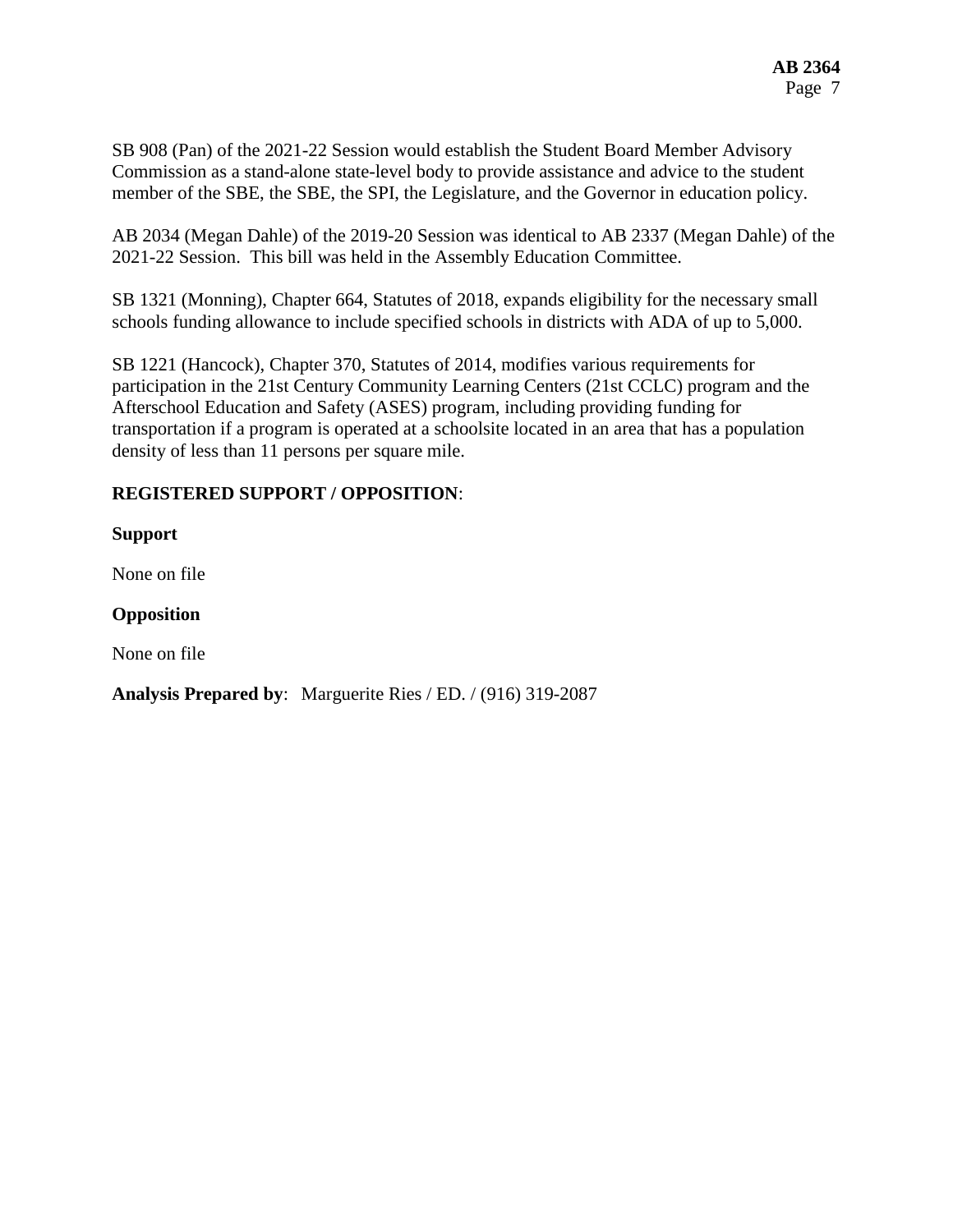SB 908 (Pan) of the 2021-22 Session would establish the Student Board Member Advisory Commission as a stand-alone state-level body to provide assistance and advice to the student member of the SBE, the SBE, the SPI, the Legislature, and the Governor in education policy.

AB 2034 (Megan Dahle) of the 2019-20 Session was identical to AB 2337 (Megan Dahle) of the 2021-22 Session. This bill was held in the Assembly Education Committee.

SB 1321 (Monning), Chapter 664, Statutes of 2018, expands eligibility for the necessary small schools funding allowance to include specified schools in districts with ADA of up to 5,000.

SB 1221 (Hancock), Chapter 370, Statutes of 2014, modifies various requirements for participation in the 21st Century Community Learning Centers (21st CCLC) program and the Afterschool Education and Safety (ASES) program, including providing funding for transportation if a program is operated at a schoolsite located in an area that has a population density of less than 11 persons per square mile.

**REGISTERED SUPPORT / OPPOSITION**:

**Support**

None on file

**Opposition**

None on file

**Analysis Prepared by**: Marguerite Ries / ED. / (916) 319-2087